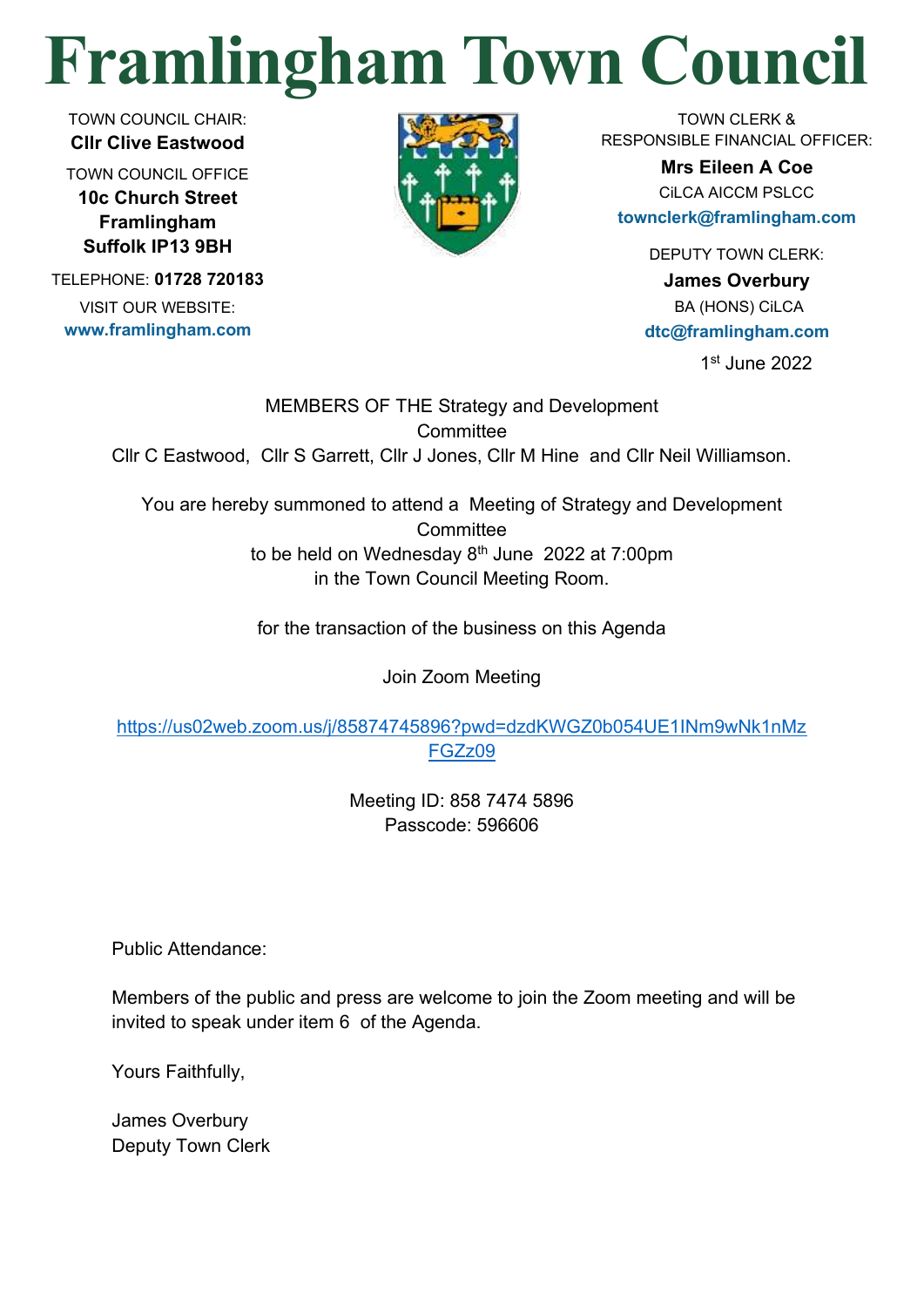# Framlingham Town Council

TOWN COUNCIL CHAIR:
**Cllr Clive Eastwood**

TOWN COUNCIL OFFICE
**10c Church Street**
**Framlingham**
**Suffolk IP13 9BH**

TELEPHONE: **01728 720183**

VISIT OUR WEBSITE:
**www.framlingham.com**

TOWN CLERK & RESPONSIBLE FINANCIAL OFFICER:
**Mrs Eileen A Coe**
CiLCA AICCM PSLCC
**townclerk@framlingham.com**

DEPUTY TOWN CLERK:
**James Overbury**
BA (HONS) CiLCA
**dtc@framlingham.com**

1st June 2022

MEMBERS OF THE Strategy and Development Committee
Cllr C Eastwood, Cllr S Garrett, Cllr J Jones, Cllr M Hine and Cllr Neil Williamson.

You are hereby summoned to attend a Meeting of Strategy and Development Committee
to be held on Wednesday 8th June 2022 at 7:00pm
in the Town Council Meeting Room.

for the transaction of the business on this Agenda

Join Zoom Meeting

https://us02web.zoom.us/j/85874745896?pwd=dzdKWGZ0b054UE1INm9wNk1nMzFGZz09

Meeting ID: 858 7474 5896
Passcode: 596606

Public Attendance:

Members of the public and press are welcome to join the Zoom meeting and will be invited to speak under item 6 of the Agenda.

Yours Faithfully,

James Overbury
Deputy Town Clerk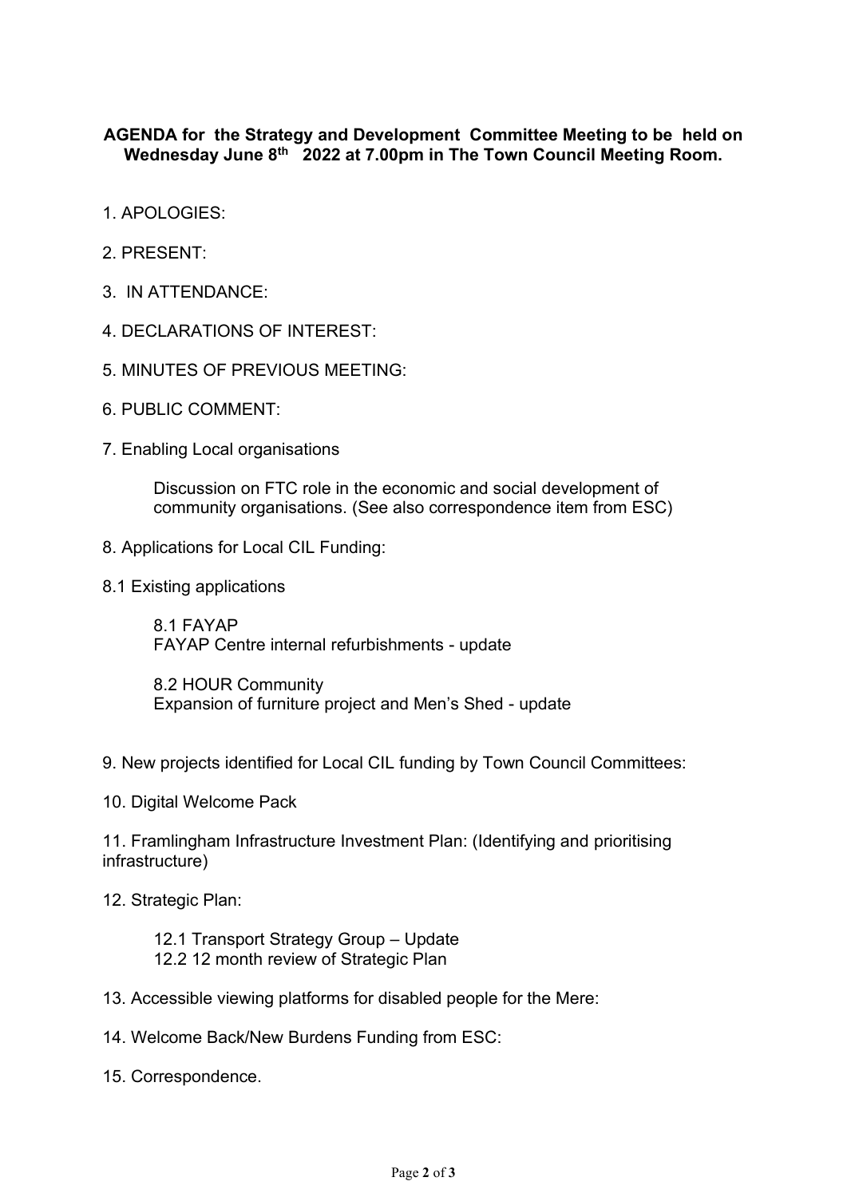**AGENDA for the Strategy and Development Committee Meeting to be held on Wednesday June 8th 2022 at 7.00pm in The Town Council Meeting Room.**

1. APOLOGIES:

2. PRESENT:

3. IN ATTENDANCE:

4. DECLARATIONS OF INTEREST:

5. MINUTES OF PREVIOUS MEETING:

6. PUBLIC COMMENT:

7. Enabling Local organisations

   Discussion on FTC role in the economic and social development of community organisations. (See also correspondence item from ESC)

8. Applications for Local CIL Funding:

8.1 Existing applications

   8.1 FAYAP
   FAYAP Centre internal refurbishments - update

   8.2 HOUR Community
   Expansion of furniture project and Men's Shed - update

9. New projects identified for Local CIL funding by Town Council Committees:

10. Digital Welcome Pack

11. Framlingham Infrastructure Investment Plan: (Identifying and prioritising infrastructure)

12. Strategic Plan:

   12.1 Transport Strategy Group – Update
   12.2 12 month review of Strategic Plan

13. Accessible viewing platforms for disabled people for the Mere:

14. Welcome Back/New Burdens Funding from ESC:

15. Correspondence.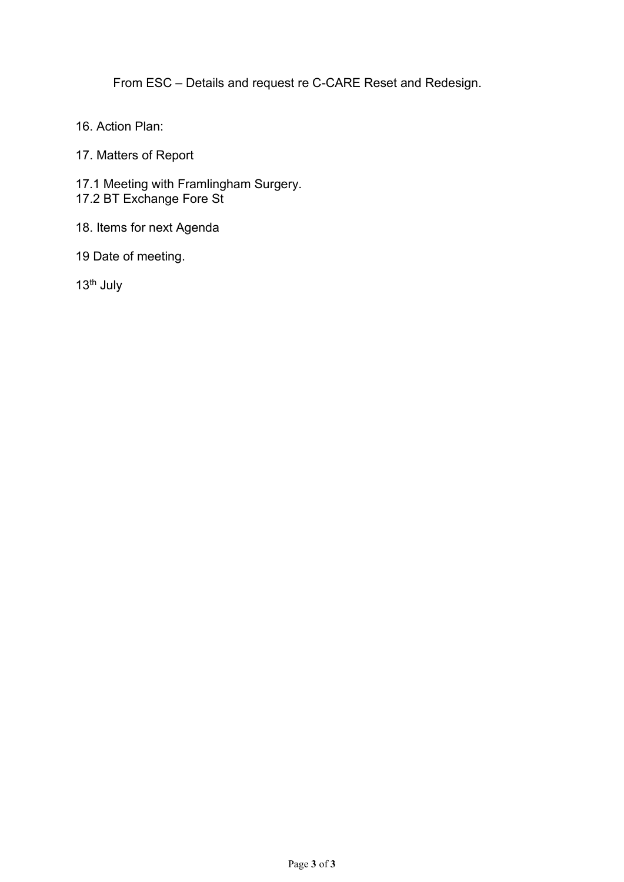From ESC – Details and request re C-CARE Reset and Redesign.

16. Action Plan:

17. Matters of Report

17.1 Meeting with Framlingham Surgery.
17.2 BT Exchange Fore St

18. Items for next Agenda

19 Date of meeting.

13th July